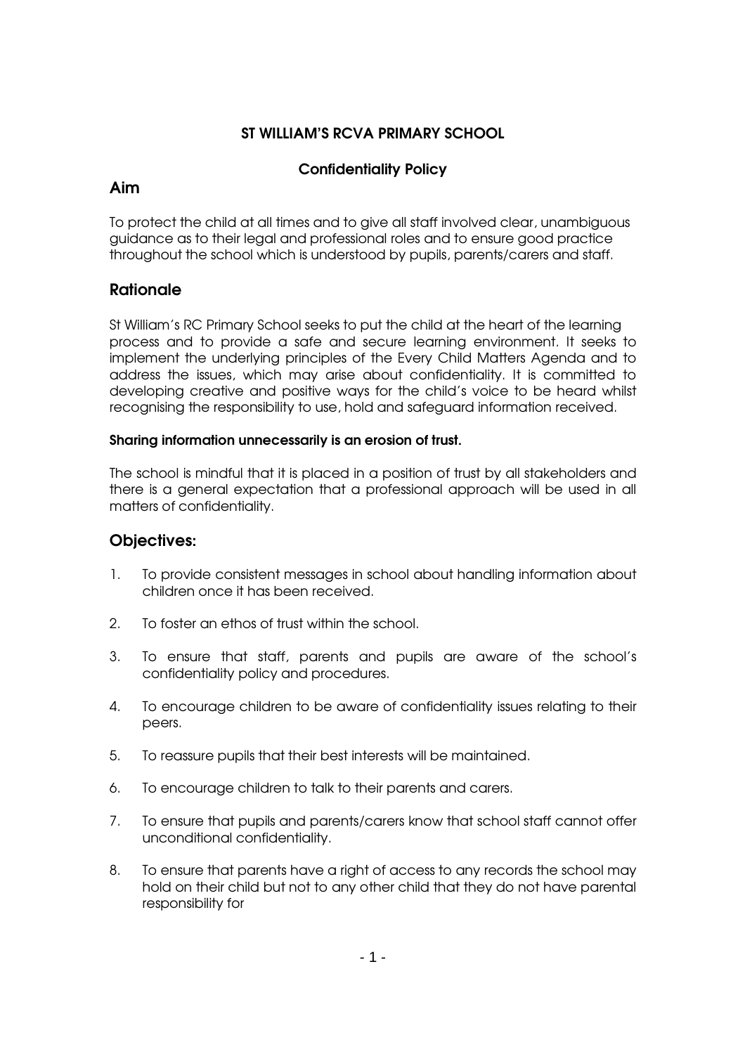# ST WILLIAM'S RCVA PRIMARY SCHOOL

## Confidentiality Policy

## Aim

To protect the child at all times and to give all staff involved clear, unambiguous guidance as to their legal and professional roles and to ensure good practice throughout the school which is understood by pupils, parents/carers and staff.

## Rationale

St William's RC Primary School seeks to put the child at the heart of the learning process and to provide a safe and secure learning environment. It seeks to implement the underlying principles of the Every Child Matters Agenda and to address the issues, which may arise about confidentiality. It is committed to developing creative and positive ways for the child's voice to be heard whilst recognising the responsibility to use, hold and safeguard information received.

**Sharing information unnecessarily is an erosion of trust.**

The school is mindful that it is placed in a position of trust by all stakeholders and there is a general expectation that a professional approach will be used in all matters of confidentiality.

## Objectives:

1. To provide consistent messages in school about handling information about children once it has been received.
2. To foster an ethos of trust within the school.
3. To ensure that staff, parents and pupils are aware of the school's confidentiality policy and procedures.
4. To encourage children to be aware of confidentiality issues relating to their peers.
5. To reassure pupils that their best interests will be maintained.
6. To encourage children to talk to their parents and carers.
7. To ensure that pupils and parents/carers know that school staff cannot offer unconditional confidentiality.
8. To ensure that parents have a right of access to any records the school may hold on their child but not to any other child that they do not have parental responsibility for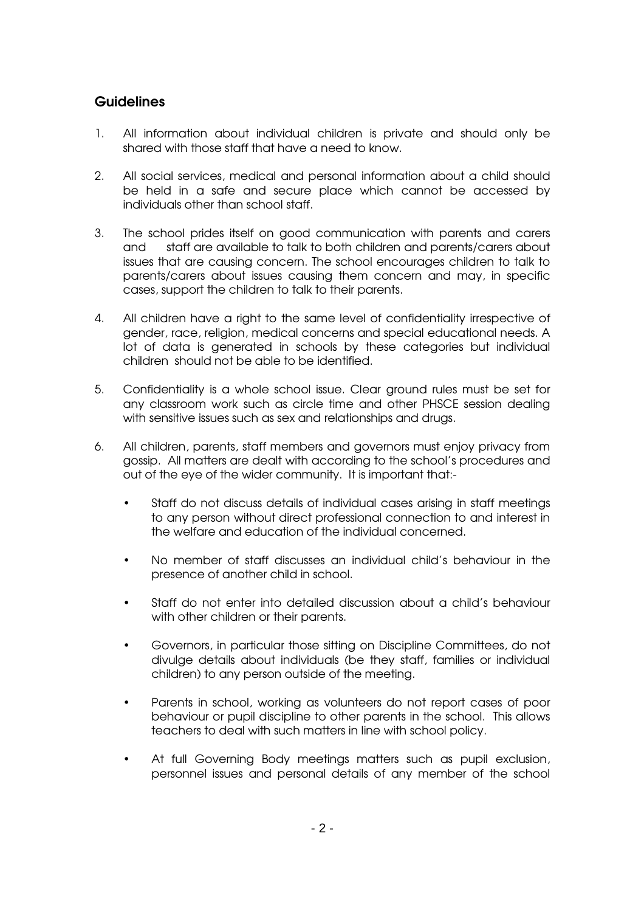## Guidelines

1. All information about individual children is private and should only be shared with those staff that have a need to know.

2. All social services, medical and personal information about a child should be held in a safe and secure place which cannot be accessed by individuals other than school staff.

3. The school prides itself on good communication with parents and carers and staff are available to talk to both children and parents/carers about issues that are causing concern. The school encourages children to talk to parents/carers about issues causing them concern and may, in specific cases, support the children to talk to their parents.

4. All children have a right to the same level of confidentiality irrespective of gender, race, religion, medical concerns and special educational needs. A lot of data is generated in schools by these categories but individual children should not be able to be identified.

5. Confidentiality is a whole school issue. Clear ground rules must be set for any classroom work such as circle time and other PHSCE session dealing with sensitive issues such as sex and relationships and drugs.

6. All children, parents, staff members and governors must enjoy privacy from gossip. All matters are dealt with according to the school's procedures and out of the eye of the wider community. It is important that:-

   - Staff do not discuss details of individual cases arising in staff meetings to any person without direct professional connection to and interest in the welfare and education of the individual concerned.

   - No member of staff discusses an individual child's behaviour in the presence of another child in school.

   - Staff do not enter into detailed discussion about a child's behaviour with other children or their parents.

   - Governors, in particular those sitting on Discipline Committees, do not divulge details about individuals (be they staff, families or individual children) to any person outside of the meeting.

   - Parents in school, working as volunteers do not report cases of poor behaviour or pupil discipline to other parents in the school. This allows teachers to deal with such matters in line with school policy.

   - At full Governing Body meetings matters such as pupil exclusion, personnel issues and personal details of any member of the school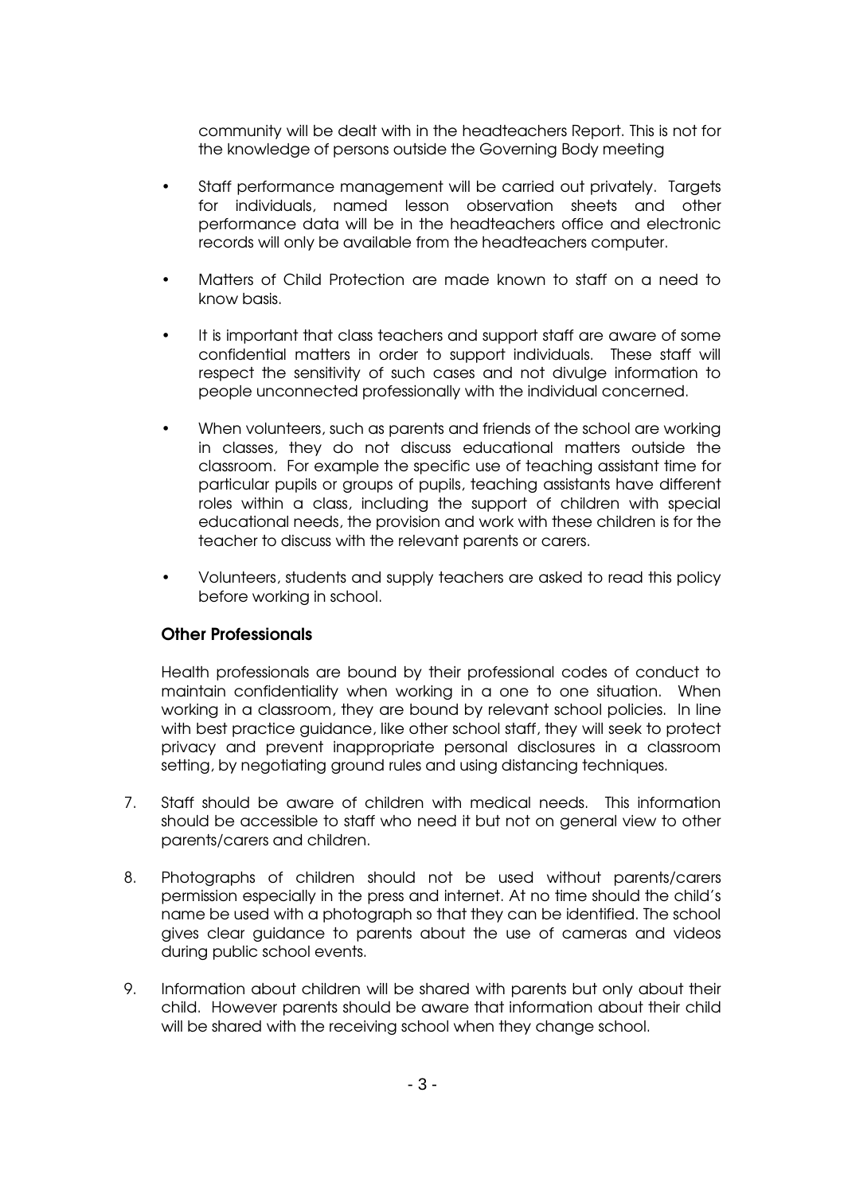community will be dealt with in the headteachers Report. This is not for the knowledge of persons outside the Governing Body meeting

- Staff performance management will be carried out privately. Targets for individuals, named lesson observation sheets and other performance data will be in the headteachers office and electronic records will only be available from the headteachers computer.

- Matters of Child Protection are made known to staff on a need to know basis.

- It is important that class teachers and support staff are aware of some confidential matters in order to support individuals. These staff will respect the sensitivity of such cases and not divulge information to people unconnected professionally with the individual concerned.

- When volunteers, such as parents and friends of the school are working in classes, they do not discuss educational matters outside the classroom. For example the specific use of teaching assistant time for particular pupils or groups of pupils, teaching assistants have different roles within a class, including the support of children with special educational needs, the provision and work with these children is for the teacher to discuss with the relevant parents or carers.

- Volunteers, students and supply teachers are asked to read this policy before working in school.

**Other Professionals**

Health professionals are bound by their professional codes of conduct to maintain confidentiality when working in a one to one situation. When working in a classroom, they are bound by relevant school policies. In line with best practice guidance, like other school staff, they will seek to protect privacy and prevent inappropriate personal disclosures in a classroom setting, by negotiating ground rules and using distancing techniques.

7. Staff should be aware of children with medical needs. This information should be accessible to staff who need it but not on general view to other parents/carers and children.

8. Photographs of children should not be used without parents/carers permission especially in the press and internet. At no time should the child's name be used with a photograph so that they can be identified. The school gives clear guidance to parents about the use of cameras and videos during public school events.

9. Information about children will be shared with parents but only about their child. However parents should be aware that information about their child will be shared with the receiving school when they change school.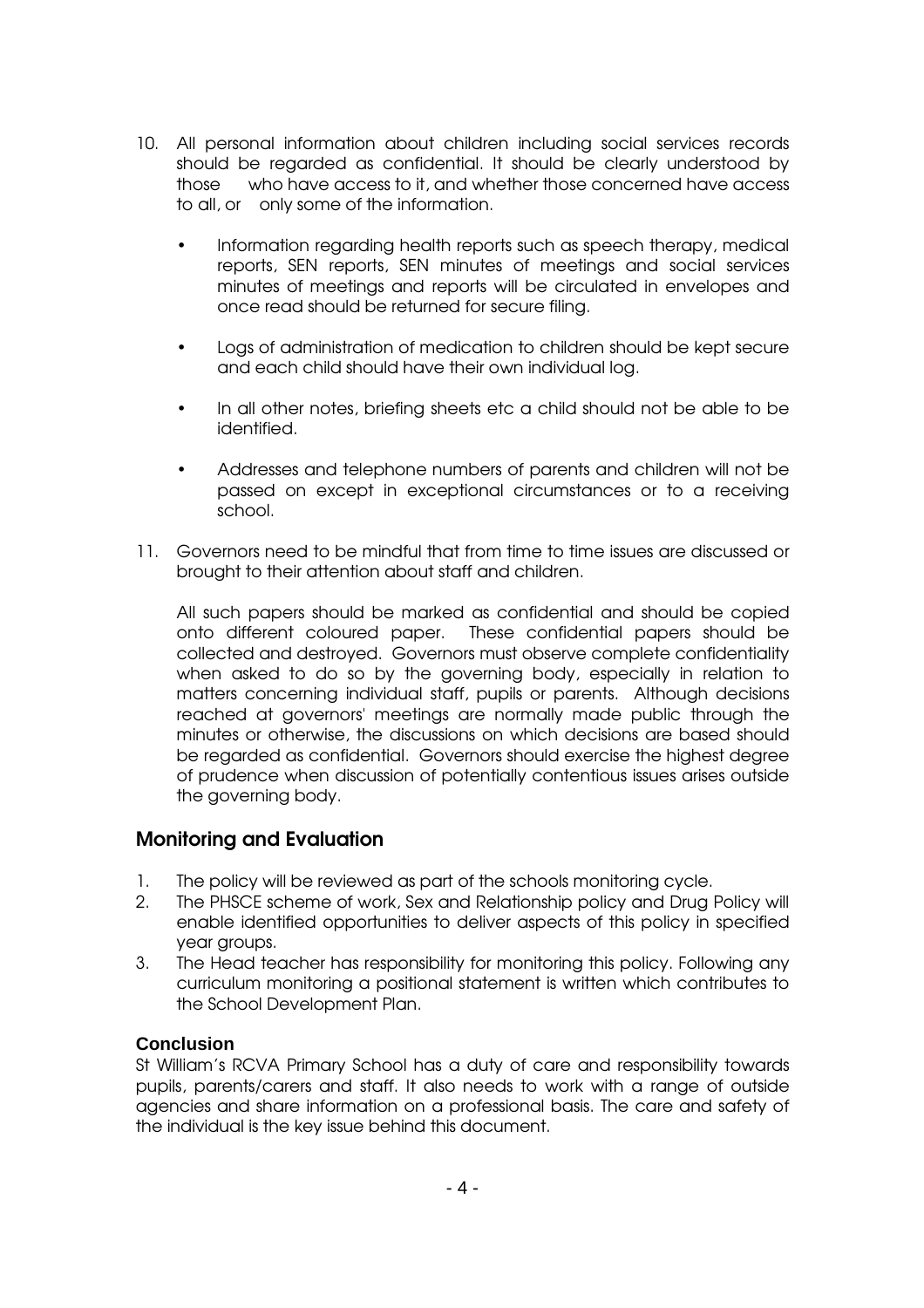10. All personal information about children including social services records should be regarded as confidential. It should be clearly understood by those who have access to it, and whether those concerned have access to all, or only some of the information.

    - Information regarding health reports such as speech therapy, medical reports, SEN reports, SEN minutes of meetings and social services minutes of meetings and reports will be circulated in envelopes and once read should be returned for secure filing.

    - Logs of administration of medication to children should be kept secure and each child should have their own individual log.

    - In all other notes, briefing sheets etc a child should not be able to be identified.

    - Addresses and telephone numbers of parents and children will not be passed on except in exceptional circumstances or to a receiving school.

11. Governors need to be mindful that from time to time issues are discussed or brought to their attention about staff and children.

    All such papers should be marked as confidential and should be copied onto different coloured paper. These confidential papers should be collected and destroyed. Governors must observe complete confidentiality when asked to do so by the governing body, especially in relation to matters concerning individual staff, pupils or parents. Although decisions reached at governors' meetings are normally made public through the minutes or otherwise, the discussions on which decisions are based should be regarded as confidential. Governors should exercise the highest degree of prudence when discussion of potentially contentious issues arises outside the governing body.

## Monitoring and Evaluation

1. The policy will be reviewed as part of the schools monitoring cycle.
2. The PHSCE scheme of work, Sex and Relationship policy and Drug Policy will enable identified opportunities to deliver aspects of this policy in specified year groups.
3. The Head teacher has responsibility for monitoring this policy. Following any curriculum monitoring a positional statement is written which contributes to the School Development Plan.

### Conclusion

St William's RCVA Primary School has a duty of care and responsibility towards pupils, parents/carers and staff. It also needs to work with a range of outside agencies and share information on a professional basis. The care and safety of the individual is the key issue behind this document.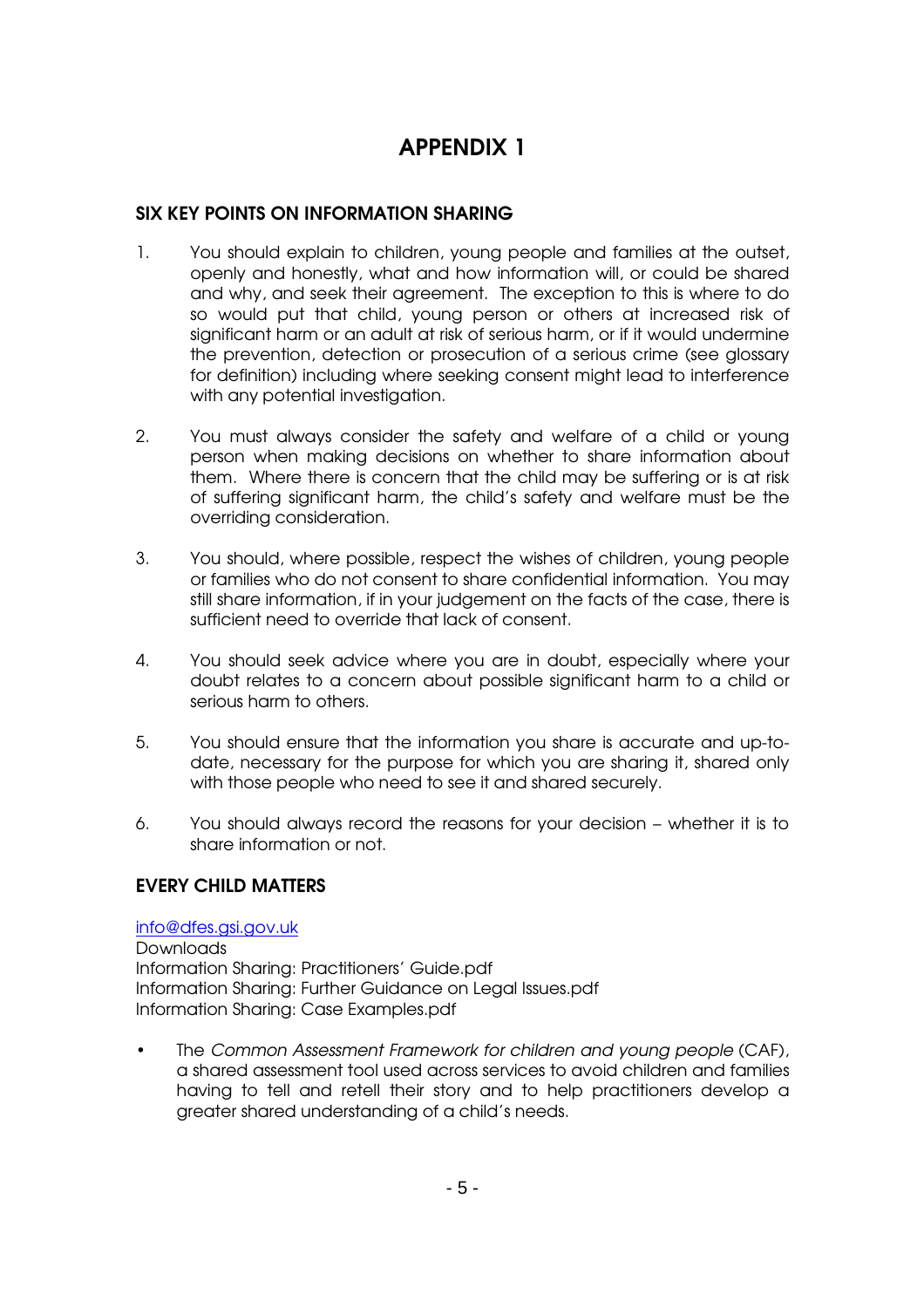# APPENDIX 1

## SIX KEY POINTS ON INFORMATION SHARING

1. You should explain to children, young people and families at the outset, openly and honestly, what and how information will, or could be shared and why, and seek their agreement. The exception to this is where to do so would put that child, young person or others at increased risk of significant harm or an adult at risk of serious harm, or if it would undermine the prevention, detection or prosecution of a serious crime (see glossary for definition) including where seeking consent might lead to interference with any potential investigation.

2. You must always consider the safety and welfare of a child or young person when making decisions on whether to share information about them. Where there is concern that the child may be suffering or is at risk of suffering significant harm, the child's safety and welfare must be the overriding consideration.

3. You should, where possible, respect the wishes of children, young people or families who do not consent to share confidential information. You may still share information, if in your judgement on the facts of the case, there is sufficient need to override that lack of consent.

4. You should seek advice where you are in doubt, especially where your doubt relates to a concern about possible significant harm to a child or serious harm to others.

5. You should ensure that the information you share is accurate and up-to-date, necessary for the purpose for which you are sharing it, shared only with those people who need to see it and shared securely.

6. You should always record the reasons for your decision – whether it is to share information or not.

## EVERY CHILD MATTERS

info@dfes.gsi.gov.uk
Downloads
Information Sharing: Practitioners' Guide.pdf
Information Sharing: Further Guidance on Legal Issues.pdf
Information Sharing: Case Examples.pdf

- The *Common Assessment Framework for children and young people* (CAF), a shared assessment tool used across services to avoid children and families having to tell and retell their story and to help practitioners develop a greater shared understanding of a child's needs.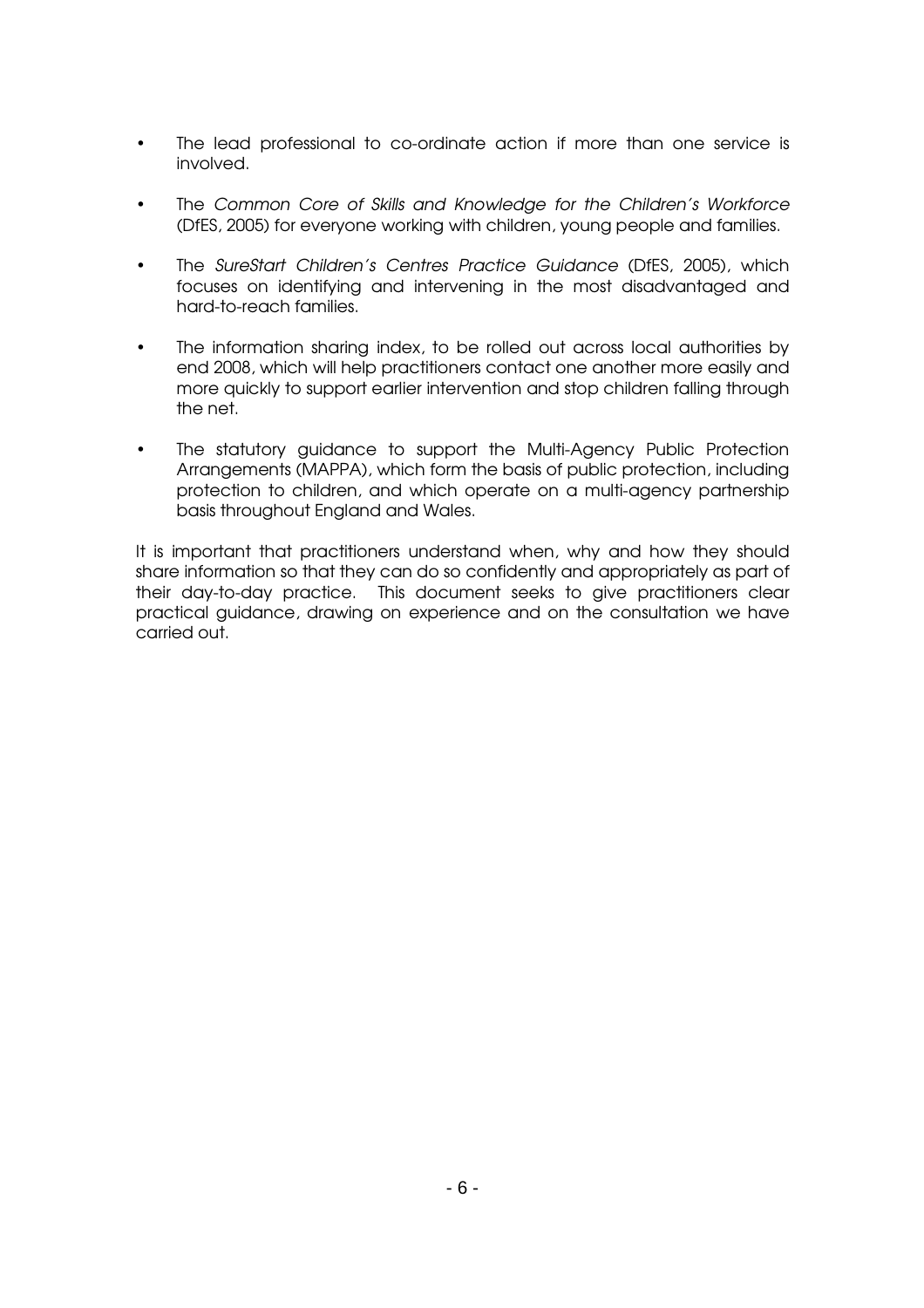- The lead professional to co-ordinate action if more than one service is involved.

- The *Common Core of Skills and Knowledge for the Children's Workforce* (DfES, 2005) for everyone working with children, young people and families.

- The *SureStart Children's Centres Practice Guidance* (DfES, 2005), which focuses on identifying and intervening in the most disadvantaged and hard-to-reach families.

- The information sharing index, to be rolled out across local authorities by end 2008, which will help practitioners contact one another more easily and more quickly to support earlier intervention and stop children falling through the net.

- The statutory guidance to support the Multi-Agency Public Protection Arrangements (MAPPA), which form the basis of public protection, including protection to children, and which operate on a multi-agency partnership basis throughout England and Wales.

It is important that practitioners understand when, why and how they should share information so that they can do so confidently and appropriately as part of their day-to-day practice. This document seeks to give practitioners clear practical guidance, drawing on experience and on the consultation we have carried out.